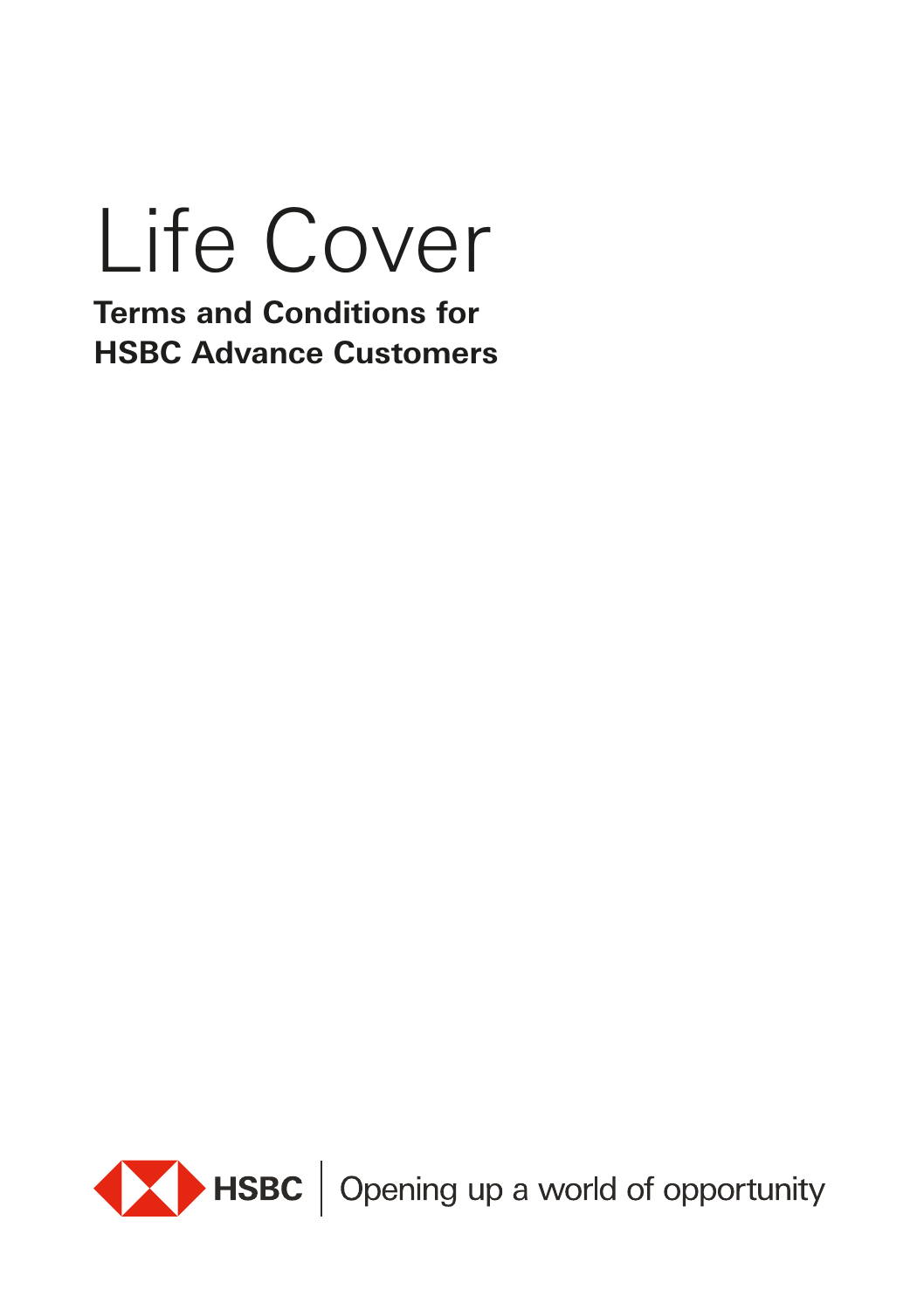# Life Cover

**Terms and Conditions for HSBC Advance Customers**

HSBC | Opening up a world of opportunity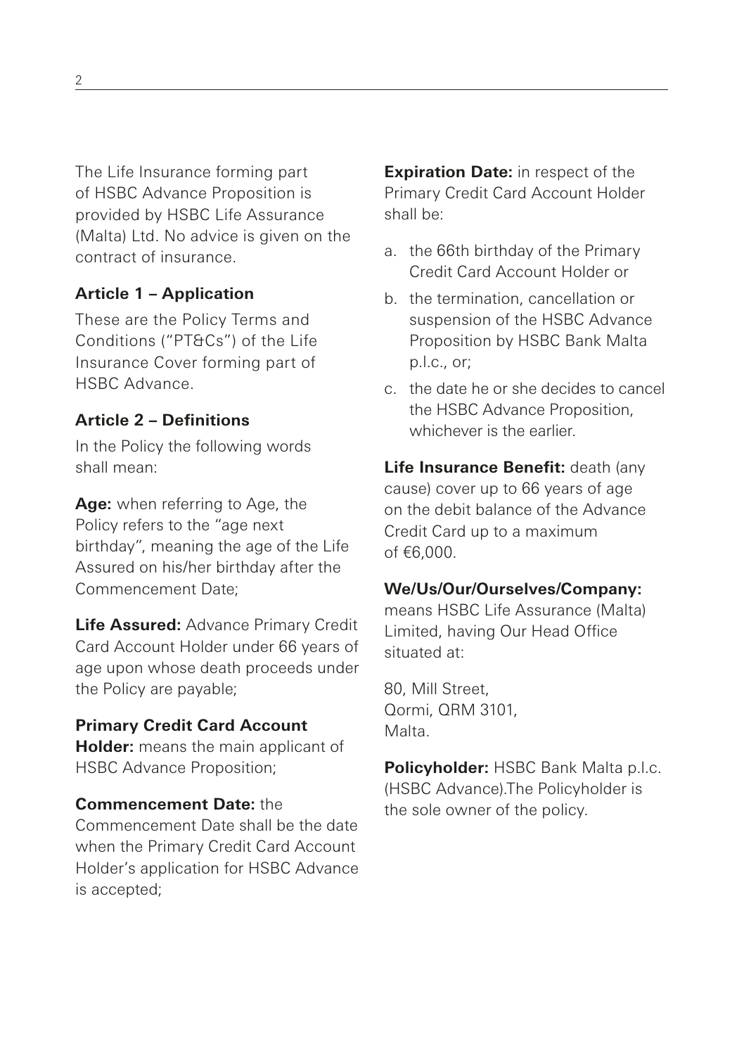The Life Insurance forming part of HSBC Advance Proposition is provided by HSBC Life Assurance (Malta) Ltd. No advice is given on the contract of insurance.

### Article 1 – Application

These are the Policy Terms and Conditions ("PT&Cs") of the Life Insurance Cover forming part of HSBC Advance.

### Article 2 – Definitions

In the Policy the following words shall mean:

**Age:** when referring to Age, the Policy refers to the "age next birthday", meaning the age of the Life Assured on his/her birthday after the Commencement Date;

**Life Assured:** Advance Primary Credit Card Account Holder under 66 years of age upon whose death proceeds under the Policy are payable;

**Primary Credit Card Account Holder:** means the main applicant of HSBC Advance Proposition;

**Commencement Date:** the Commencement Date shall be the date when the Primary Credit Card Account Holder's application for HSBC Advance is accepted;

**Expiration Date:** in respect of the Primary Credit Card Account Holder shall be:

a. the 66th birthday of the Primary Credit Card Account Holder or
b. the termination, cancellation or suspension of the HSBC Advance Proposition by HSBC Bank Malta p.l.c., or;
c. the date he or she decides to cancel the HSBC Advance Proposition, whichever is the earlier.

**Life Insurance Benefit:** death (any cause) cover up to 66 years of age on the debit balance of the Advance Credit Card up to a maximum of €6,000.

**We/Us/Our/Ourselves/Company:** means HSBC Life Assurance (Malta) Limited, having Our Head Office situated at:

80, Mill Street,
Qormi, QRM 3101,
Malta.

**Policyholder:** HSBC Bank Malta p.l.c. (HSBC Advance).The Policyholder is the sole owner of the policy.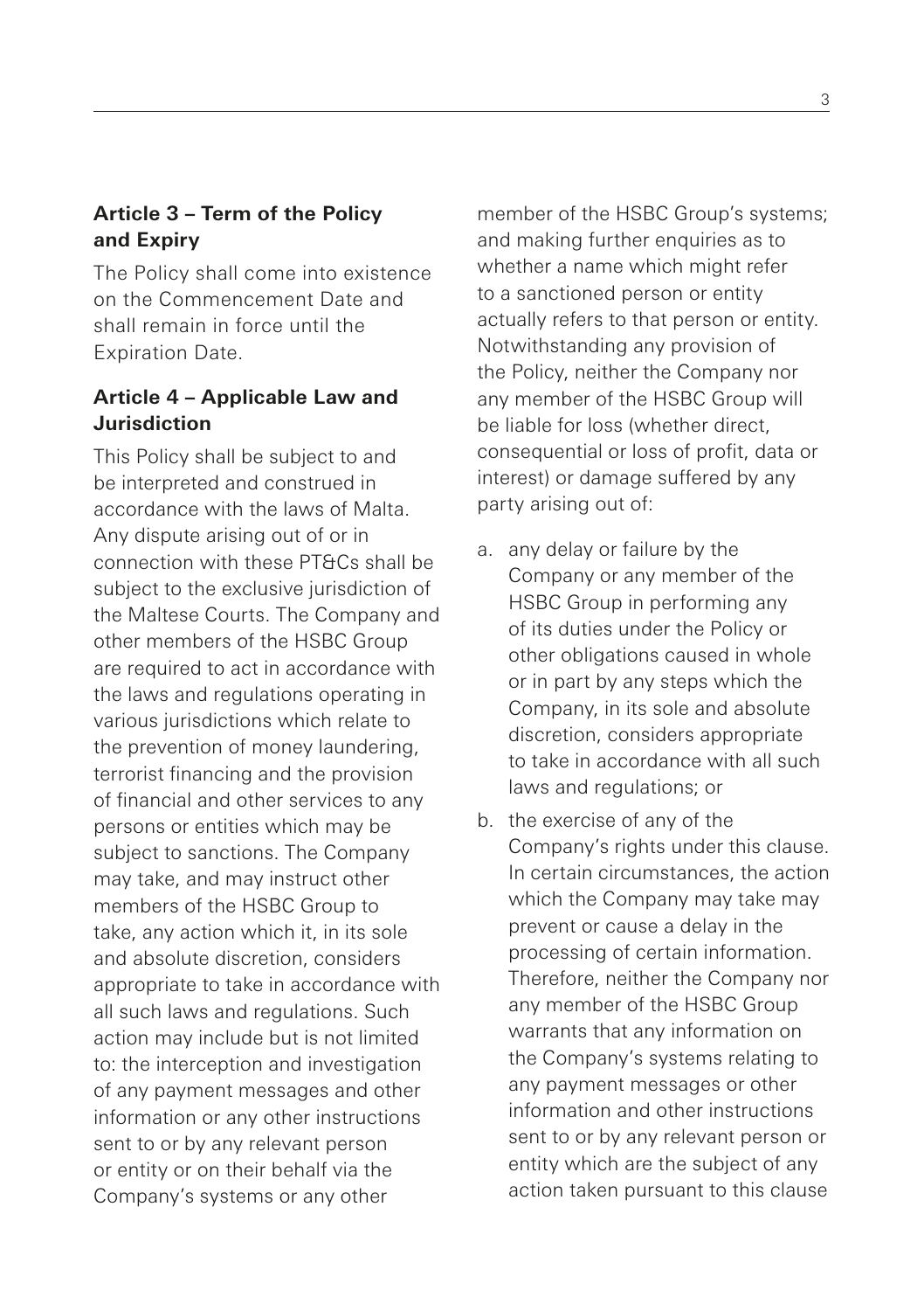### Article 3 – Term of the Policy and Expiry

The Policy shall come into existence on the Commencement Date and shall remain in force until the Expiration Date.

### Article 4 – Applicable Law and Jurisdiction

This Policy shall be subject to and be interpreted and construed in accordance with the laws of Malta. Any dispute arising out of or in connection with these PT&Cs shall be subject to the exclusive jurisdiction of the Maltese Courts. The Company and other members of the HSBC Group are required to act in accordance with the laws and regulations operating in various jurisdictions which relate to the prevention of money laundering, terrorist financing and the provision of financial and other services to any persons or entities which may be subject to sanctions. The Company may take, and may instruct other members of the HSBC Group to take, any action which it, in its sole and absolute discretion, considers appropriate to take in accordance with all such laws and regulations. Such action may include but is not limited to: the interception and investigation of any payment messages and other information or any other instructions sent to or by any relevant person or entity or on their behalf via the Company's systems or any other member of the HSBC Group's systems; and making further enquiries as to whether a name which might refer to a sanctioned person or entity actually refers to that person or entity. Notwithstanding any provision of the Policy, neither the Company nor any member of the HSBC Group will be liable for loss (whether direct, consequential or loss of profit, data or interest) or damage suffered by any party arising out of:

a. any delay or failure by the Company or any member of the HSBC Group in performing any of its duties under the Policy or other obligations caused in whole or in part by any steps which the Company, in its sole and absolute discretion, considers appropriate to take in accordance with all such laws and regulations; or
b. the exercise of any of the Company's rights under this clause. In certain circumstances, the action which the Company may take may prevent or cause a delay in the processing of certain information. Therefore, neither the Company nor any member of the HSBC Group warrants that any information on the Company's systems relating to any payment messages or other information and other instructions sent to or by any relevant person or entity which are the subject of any action taken pursuant to this clause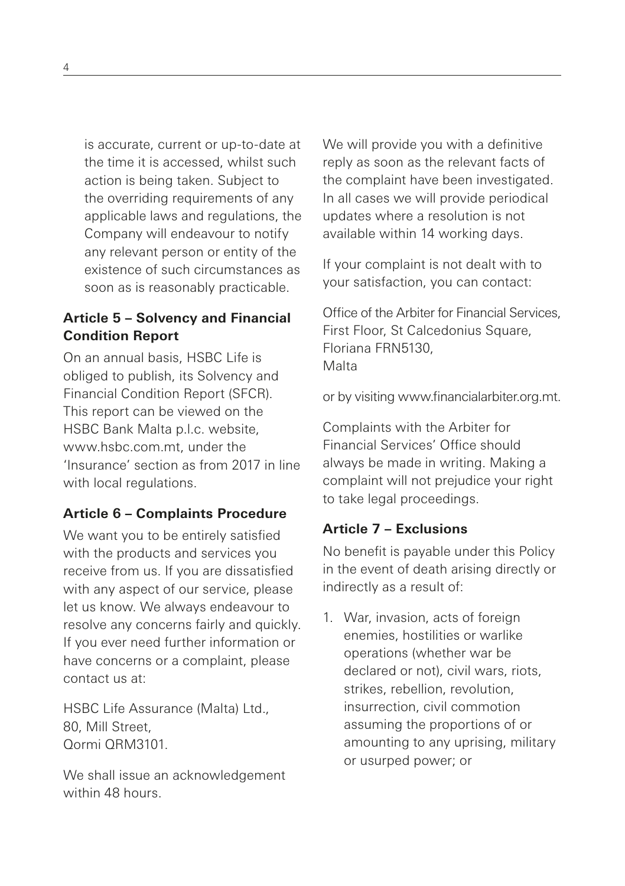is accurate, current or up-to-date at the time it is accessed, whilst such action is being taken. Subject to the overriding requirements of any applicable laws and regulations, the Company will endeavour to notify any relevant person or entity of the existence of such circumstances as soon as is reasonably practicable.

### Article 5 – Solvency and Financial Condition Report

On an annual basis, HSBC Life is obliged to publish, its Solvency and Financial Condition Report (SFCR). This report can be viewed on the HSBC Bank Malta p.l.c. website, www.hsbc.com.mt, under the 'Insurance' section as from 2017 in line with local regulations.

### Article 6 – Complaints Procedure

We want you to be entirely satisfied with the products and services you receive from us. If you are dissatisfied with any aspect of our service, please let us know. We always endeavour to resolve any concerns fairly and quickly. If you ever need further information or have concerns or a complaint, please contact us at:

HSBC Life Assurance (Malta) Ltd.,
80, Mill Street,
Qormi QRM3101.

We shall issue an acknowledgement within 48 hours.

We will provide you with a definitive reply as soon as the relevant facts of the complaint have been investigated. In all cases we will provide periodical updates where a resolution is not available within 14 working days.

If your complaint is not dealt with to your satisfaction, you can contact:

Office of the Arbiter for Financial Services,
First Floor, St Calcedonius Square,
Floriana FRN5130,
Malta

or by visiting www.financialarbiter.org.mt.

Complaints with the Arbiter for Financial Services' Office should always be made in writing. Making a complaint will not prejudice your right to take legal proceedings.

### Article 7 – Exclusions

No benefit is payable under this Policy in the event of death arising directly or indirectly as a result of:

1. War, invasion, acts of foreign enemies, hostilities or warlike operations (whether war be declared or not), civil wars, riots, strikes, rebellion, revolution, insurrection, civil commotion assuming the proportions of or amounting to any uprising, military or usurped power; or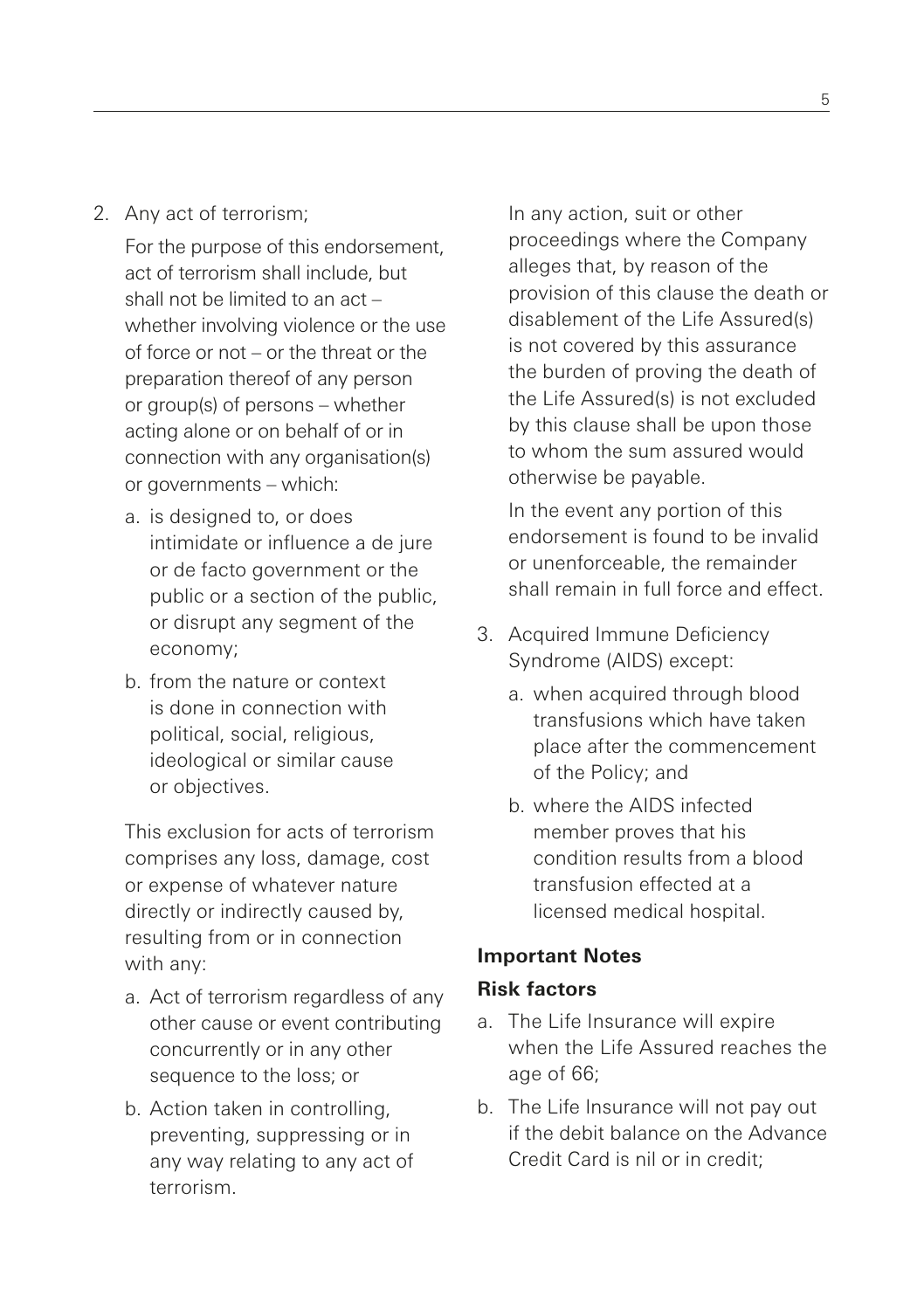2. Any act of terrorism;

   For the purpose of this endorsement, act of terrorism shall include, but shall not be limited to an act – whether involving violence or the use of force or not – or the threat or the preparation thereof of any person or group(s) of persons – whether acting alone or on behalf of or in connection with any organisation(s) or governments – which:

   a. is designed to, or does intimidate or influence a de jure or de facto government or the public or a section of the public, or disrupt any segment of the economy;
   b. from the nature or context is done in connection with political, social, religious, ideological or similar cause or objectives.

   This exclusion for acts of terrorism comprises any loss, damage, cost or expense of whatever nature directly or indirectly caused by, resulting from or in connection with any:

   a. Act of terrorism regardless of any other cause or event contributing concurrently or in any other sequence to the loss; or
   b. Action taken in controlling, preventing, suppressing or in any way relating to any act of terrorism.

   In any action, suit or other proceedings where the Company alleges that, by reason of the provision of this clause the death or disablement of the Life Assured(s) is not covered by this assurance the burden of proving the death of the Life Assured(s) is not excluded by this clause shall be upon those to whom the sum assured would otherwise be payable.

   In the event any portion of this endorsement is found to be invalid or unenforceable, the remainder shall remain in full force and effect.

3. Acquired Immune Deficiency Syndrome (AIDS) except:

   a. when acquired through blood transfusions which have taken place after the commencement of the Policy; and
   b. where the AIDS infected member proves that his condition results from a blood transfusion effected at a licensed medical hospital.

**Important Notes**

**Risk factors**

a. The Life Insurance will expire when the Life Assured reaches the age of 66;
b. The Life Insurance will not pay out if the debit balance on the Advance Credit Card is nil or in credit;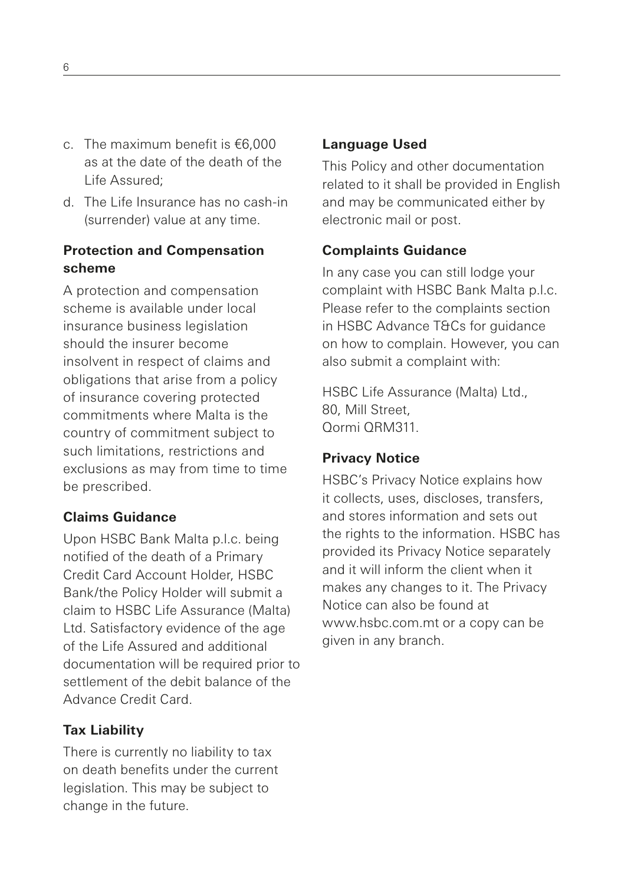c. The maximum benefit is €6,000 as at the date of the death of the Life Assured;
d. The Life Insurance has no cash-in (surrender) value at any time.

**Protection and Compensation scheme**

A protection and compensation scheme is available under local insurance business legislation should the insurer become insolvent in respect of claims and obligations that arise from a policy of insurance covering protected commitments where Malta is the country of commitment subject to such limitations, restrictions and exclusions as may from time to time be prescribed.

**Claims Guidance**

Upon HSBC Bank Malta p.l.c. being notified of the death of a Primary Credit Card Account Holder, HSBC Bank/the Policy Holder will submit a claim to HSBC Life Assurance (Malta) Ltd. Satisfactory evidence of the age of the Life Assured and additional documentation will be required prior to settlement of the debit balance of the Advance Credit Card.

**Tax Liability**

There is currently no liability to tax on death benefits under the current legislation. This may be subject to change in the future.

**Language Used**

This Policy and other documentation related to it shall be provided in English and may be communicated either by electronic mail or post.

**Complaints Guidance**

In any case you can still lodge your complaint with HSBC Bank Malta p.l.c. Please refer to the complaints section in HSBC Advance T&Cs for guidance on how to complain. However, you can also submit a complaint with:

HSBC Life Assurance (Malta) Ltd.,
80, Mill Street,
Qormi QRM311.

**Privacy Notice**

HSBC's Privacy Notice explains how it collects, uses, discloses, transfers, and stores information and sets out the rights to the information. HSBC has provided its Privacy Notice separately and it will inform the client when it makes any changes to it. The Privacy Notice can also be found at www.hsbc.com.mt or a copy can be given in any branch.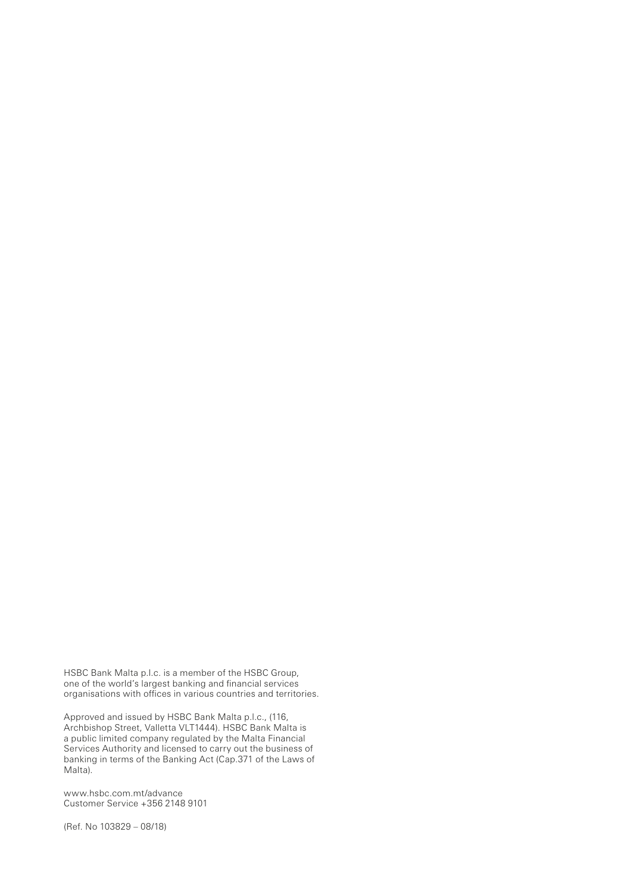HSBC Bank Malta p.l.c. is a member of the HSBC Group, one of the world's largest banking and financial services organisations with offices in various countries and territories.

Approved and issued by HSBC Bank Malta p.l.c., (116, Archbishop Street, Valletta VLT1444). HSBC Bank Malta is a public limited company regulated by the Malta Financial Services Authority and licensed to carry out the business of banking in terms of the Banking Act (Cap.371 of the Laws of Malta).

www.hsbc.com.mt/advance
Customer Service +356 2148 9101

(Ref. No 103829 – 08/18)